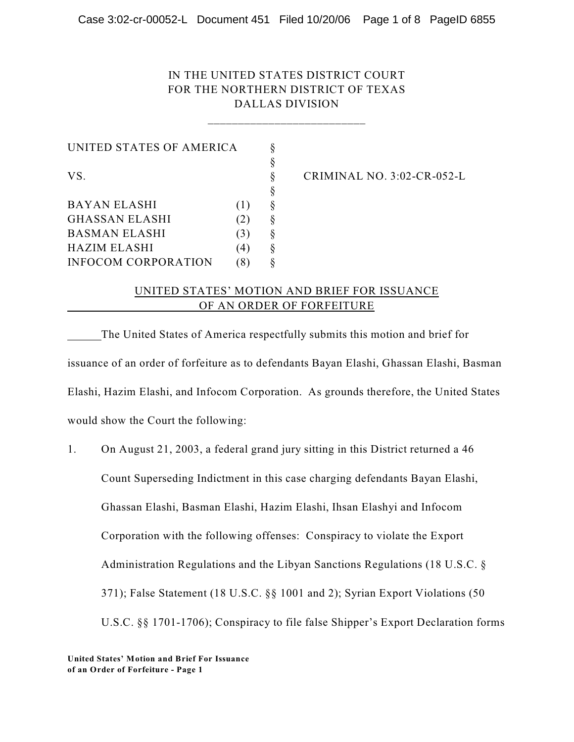IN THE UNITED STATES DISTRICT COURT
FOR THE NORTHERN DISTRICT OF TEXAS
DALLAS DIVISION

| | | | |
|---|---|---|---|
| UNITED STATES OF AMERICA | | § | |
| | | § | |
| VS. | | § | CRIMINAL NO. 3:02-CR-052-L |
| | | § | |
| BAYAN ELASHI | (1) | § | |
| GHASSAN ELASHI | (2) | § | |
| BASMAN ELASHI | (3) | § | |
| HAZIM ELASHI | (4) | § | |
| INFOCOM CORPORATION | (8) | § | |

UNITED STATES' MOTION AND BRIEF FOR ISSUANCE OF AN ORDER OF FORFEITURE

The United States of America respectfully submits this motion and brief for issuance of an order of forfeiture as to defendants Bayan Elashi, Ghassan Elashi, Basman Elashi, Hazim Elashi, and Infocom Corporation. As grounds therefore, the United States would show the Court the following:

1. On August 21, 2003, a federal grand jury sitting in this District returned a 46 Count Superseding Indictment in this case charging defendants Bayan Elashi, Ghassan Elashi, Basman Elashi, Hazim Elashi, Ihsan Elashyi and Infocom Corporation with the following offenses: Conspiracy to violate the Export Administration Regulations and the Libyan Sanctions Regulations (18 U.S.C. § 371); False Statement (18 U.S.C. §§ 1001 and 2); Syrian Export Violations (50 U.S.C. §§ 1701-1706); Conspiracy to file false Shipper's Export Declaration forms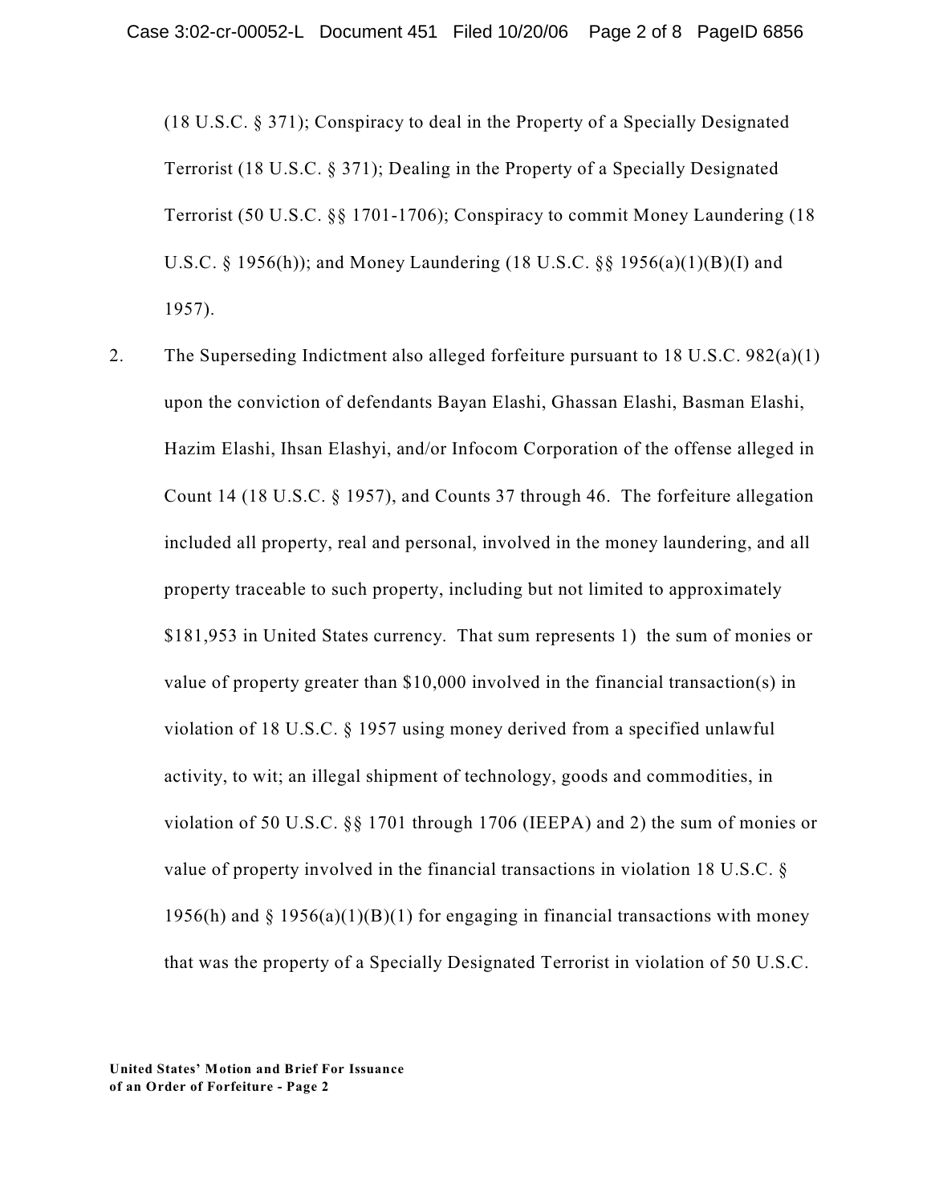(18 U.S.C. § 371); Conspiracy to deal in the Property of a Specially Designated Terrorist (18 U.S.C. § 371); Dealing in the Property of a Specially Designated Terrorist (50 U.S.C. §§ 1701-1706); Conspiracy to commit Money Laundering (18 U.S.C. § 1956(h)); and Money Laundering (18 U.S.C. §§ 1956(a)(1)(B)(I) and 1957).

2. The Superseding Indictment also alleged forfeiture pursuant to 18 U.S.C. 982(a)(1) upon the conviction of defendants Bayan Elashi, Ghassan Elashi, Basman Elashi, Hazim Elashi, Ihsan Elashyi, and/or Infocom Corporation of the offense alleged in Count 14 (18 U.S.C. § 1957), and Counts 37 through 46. The forfeiture allegation included all property, real and personal, involved in the money laundering, and all property traceable to such property, including but not limited to approximately $181,953 in United States currency. That sum represents 1) the sum of monies or value of property greater than $10,000 involved in the financial transaction(s) in violation of 18 U.S.C. § 1957 using money derived from a specified unlawful activity, to wit; an illegal shipment of technology, goods and commodities, in violation of 50 U.S.C. §§ 1701 through 1706 (IEEPA) and 2) the sum of monies or value of property involved in the financial transactions in violation 18 U.S.C. § 1956(h) and § 1956(a)(1)(B)(1) for engaging in financial transactions with money that was the property of a Specially Designated Terrorist in violation of 50 U.S.C.

**United States' Motion and Brief For Issuance of an Order of Forfeiture - Page 2**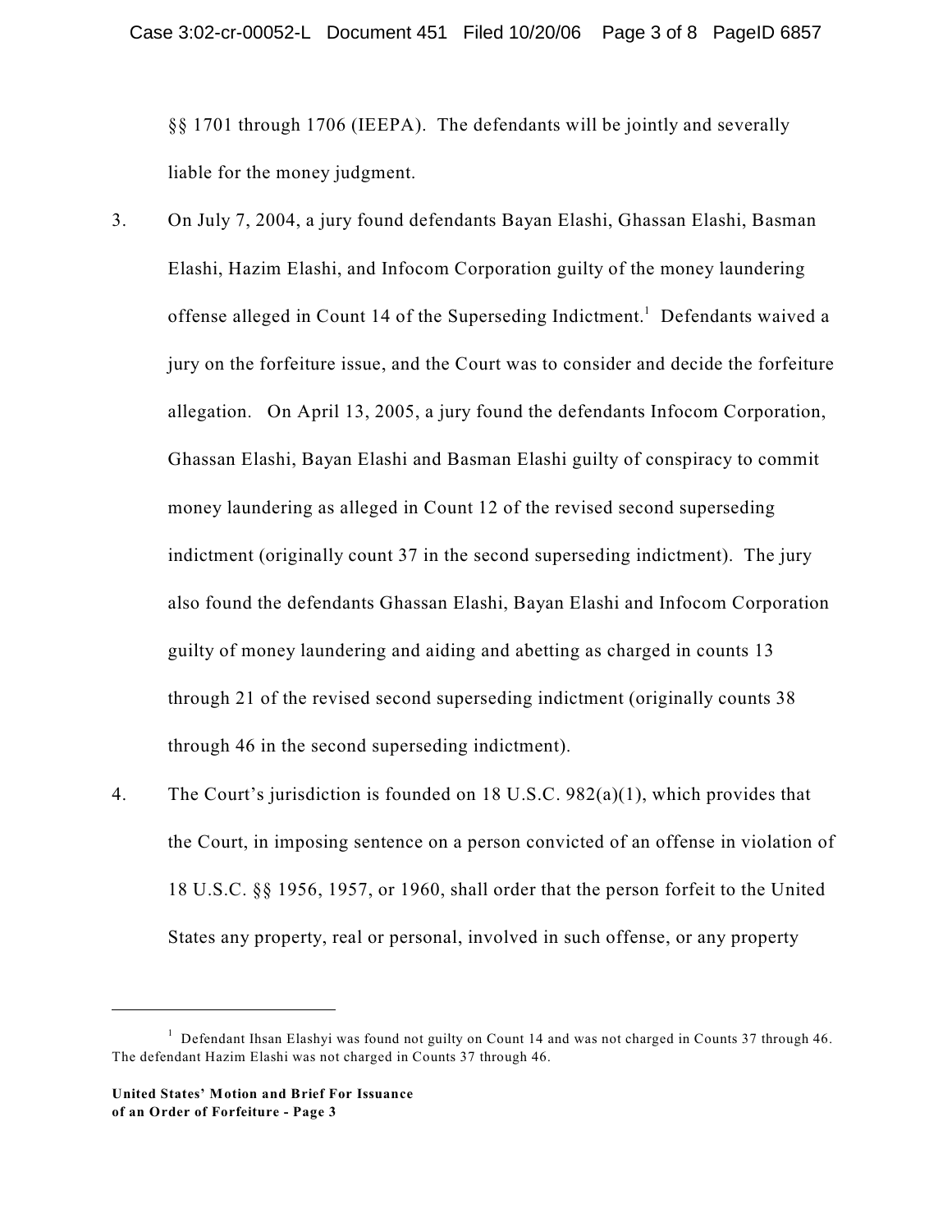§§ 1701 through 1706 (IEEPA). The defendants will be jointly and severally liable for the money judgment.

3. On July 7, 2004, a jury found defendants Bayan Elashi, Ghassan Elashi, Basman Elashi, Hazim Elashi, and Infocom Corporation guilty of the money laundering offense alleged in Count 14 of the Superseding Indictment.[1] Defendants waived a jury on the forfeiture issue, and the Court was to consider and decide the forfeiture allegation. On April 13, 2005, a jury found the defendants Infocom Corporation, Ghassan Elashi, Bayan Elashi and Basman Elashi guilty of conspiracy to commit money laundering as alleged in Count 12 of the revised second superseding indictment (originally count 37 in the second superseding indictment). The jury also found the defendants Ghassan Elashi, Bayan Elashi and Infocom Corporation guilty of money laundering and aiding and abetting as charged in counts 13 through 21 of the revised second superseding indictment (originally counts 38 through 46 in the second superseding indictment).

4. The Court's jurisdiction is founded on 18 U.S.C. 982(a)(1), which provides that the Court, in imposing sentence on a person convicted of an offense in violation of 18 U.S.C. §§ 1956, 1957, or 1960, shall order that the person forfeit to the United States any property, real or personal, involved in such offense, or any property

---

[1] Defendant Ihsan Elashyi was found not guilty on Count 14 and was not charged in Counts 37 through 46. The defendant Hazim Elashi was not charged in Counts 37 through 46.

**United States' Motion and Brief For Issuance of an Order of Forfeiture - Page 3**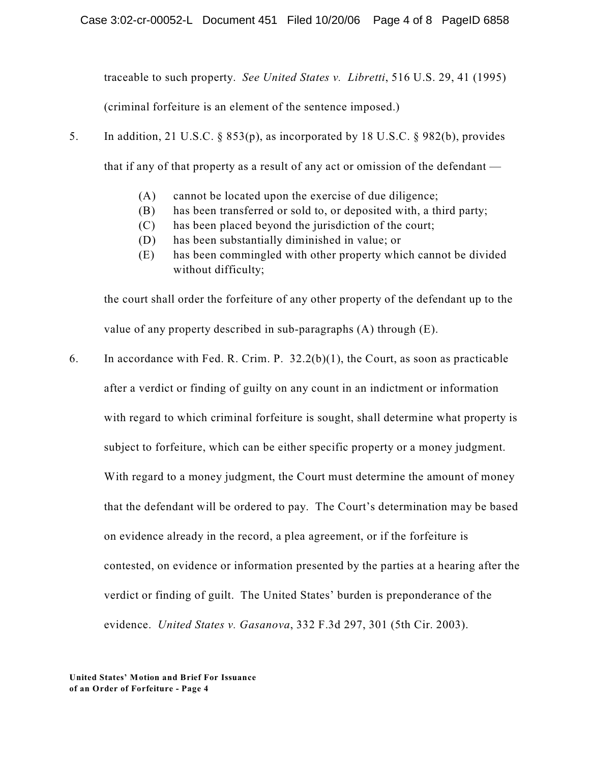traceable to such property. *See United States v. Libretti*, 516 U.S. 29, 41 (1995) (criminal forfeiture is an element of the sentence imposed.)

5. In addition, 21 U.S.C. § 853(p), as incorporated by 18 U.S.C. § 982(b), provides that if any of that property as a result of any act or omission of the defendant —

   (A) cannot be located upon the exercise of due diligence;
   (B) has been transferred or sold to, or deposited with, a third party;
   (C) has been placed beyond the jurisdiction of the court;
   (D) has been substantially diminished in value; or
   (E) has been commingled with other property which cannot be divided without difficulty;

   the court shall order the forfeiture of any other property of the defendant up to the value of any property described in sub-paragraphs (A) through (E).

6. In accordance with Fed. R. Crim. P. 32.2(b)(1), the Court, as soon as practicable after a verdict or finding of guilty on any count in an indictment or information with regard to which criminal forfeiture is sought, shall determine what property is subject to forfeiture, which can be either specific property or a money judgment. With regard to a money judgment, the Court must determine the amount of money that the defendant will be ordered to pay. The Court's determination may be based on evidence already in the record, a plea agreement, or if the forfeiture is contested, on evidence or information presented by the parties at a hearing after the verdict or finding of guilt. The United States' burden is preponderance of the evidence. *United States v. Gasanova*, 332 F.3d 297, 301 (5th Cir. 2003).

**United States' Motion and Brief For Issuance of an Order of Forfeiture - Page 4**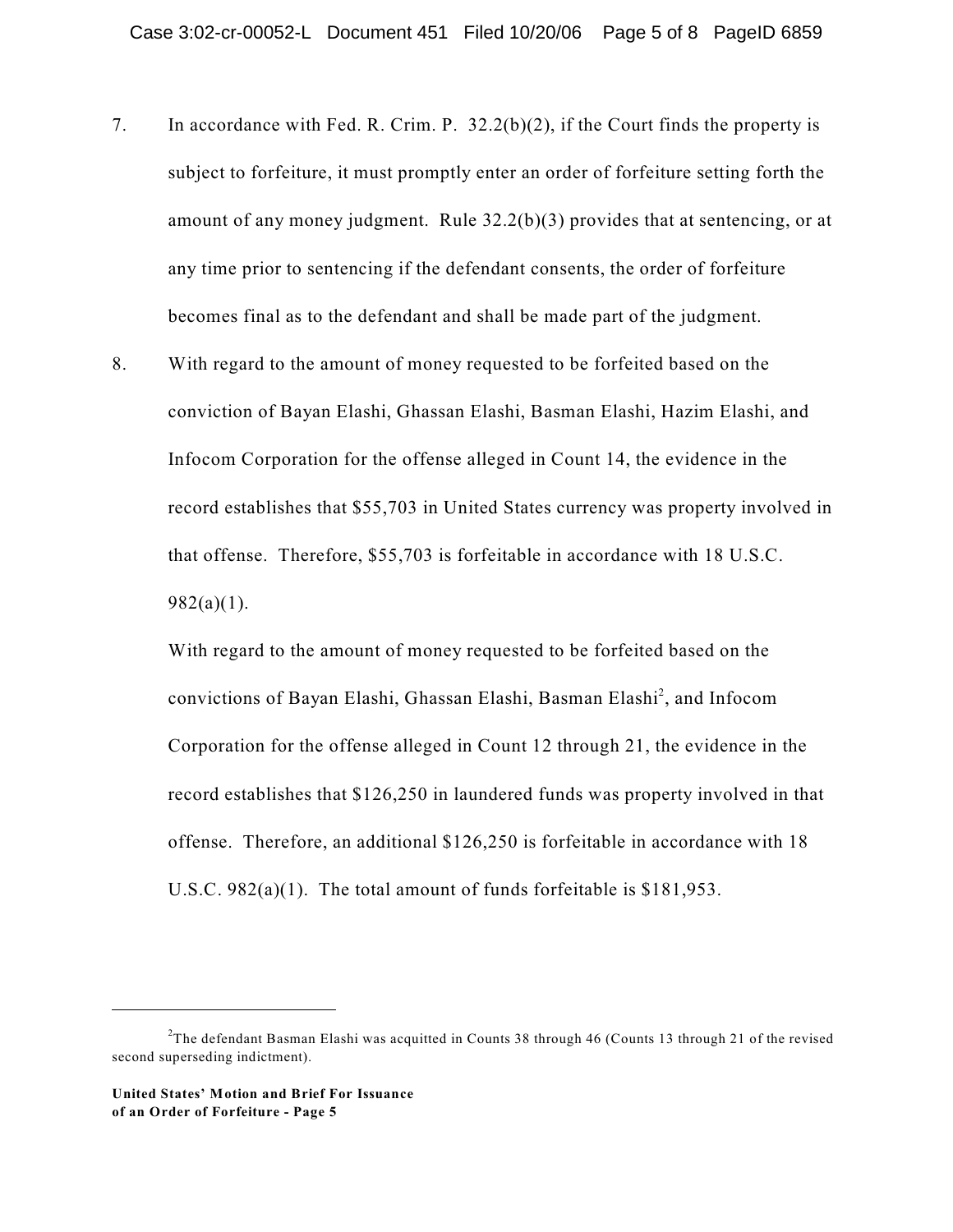7. In accordance with Fed. R. Crim. P. 32.2(b)(2), if the Court finds the property is subject to forfeiture, it must promptly enter an order of forfeiture setting forth the amount of any money judgment. Rule 32.2(b)(3) provides that at sentencing, or at any time prior to sentencing if the defendant consents, the order of forfeiture becomes final as to the defendant and shall be made part of the judgment.

8. With regard to the amount of money requested to be forfeited based on the conviction of Bayan Elashi, Ghassan Elashi, Basman Elashi, Hazim Elashi, and Infocom Corporation for the offense alleged in Count 14, the evidence in the record establishes that $55,703 in United States currency was property involved in that offense. Therefore, $55,703 is forfeitable in accordance with 18 U.S.C. 982(a)(1).

   With regard to the amount of money requested to be forfeited based on the convictions of Bayan Elashi, Ghassan Elashi, Basman Elashi[2], and Infocom Corporation for the offense alleged in Count 12 through 21, the evidence in the record establishes that $126,250 in laundered funds was property involved in that offense. Therefore, an additional $126,250 is forfeitable in accordance with 18 U.S.C. 982(a)(1). The total amount of funds forfeitable is $181,953.

---

[2] The defendant Basman Elashi was acquitted in Counts 38 through 46 (Counts 13 through 21 of the revised second superseding indictment).

**United States' Motion and Brief For Issuance of an Order of Forfeiture - Page 5**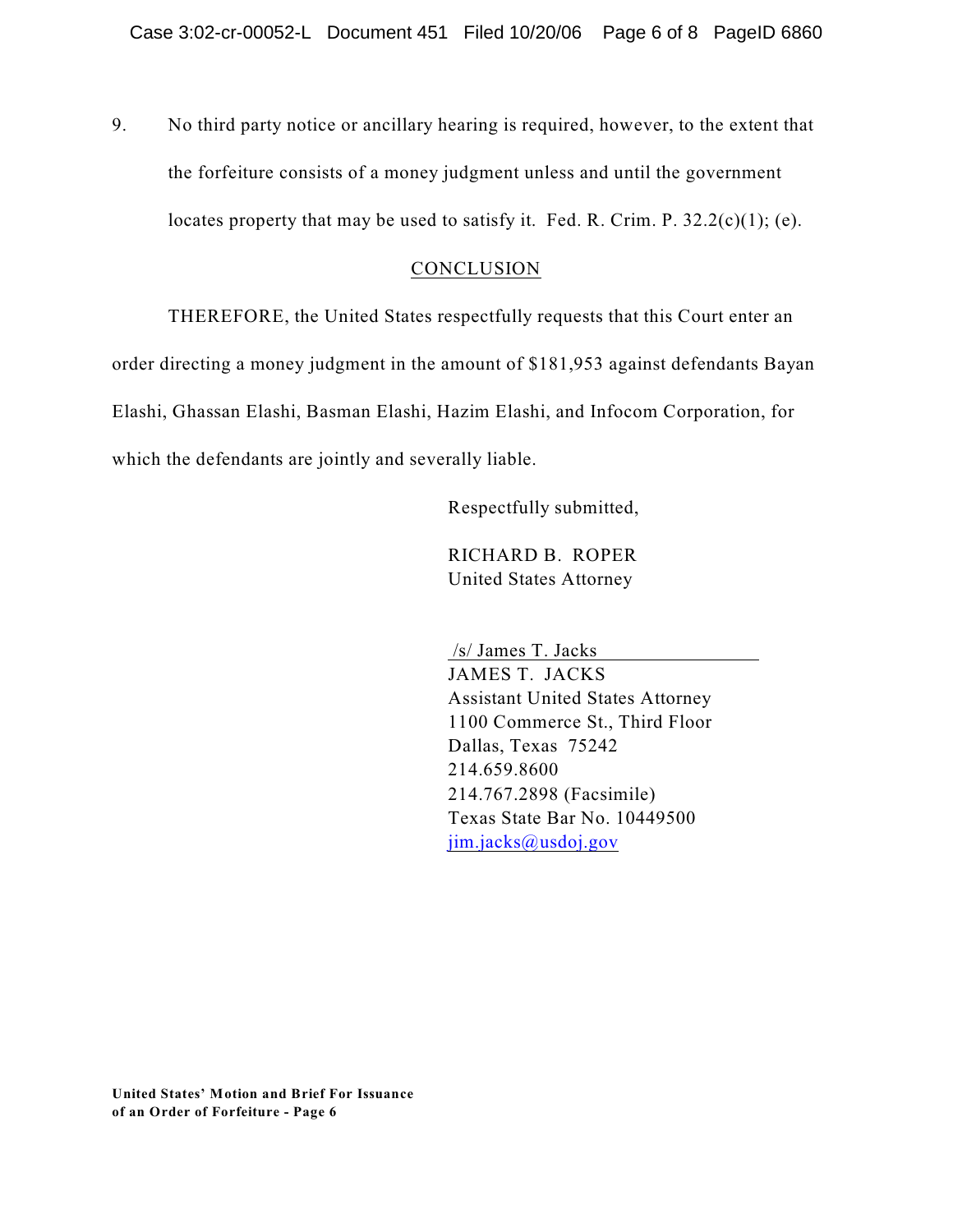9. No third party notice or ancillary hearing is required, however, to the extent that the forfeiture consists of a money judgment unless and until the government locates property that may be used to satisfy it. Fed. R. Crim. P. 32.2(c)(1); (e).

## CONCLUSION

THEREFORE, the United States respectfully requests that this Court enter an order directing a money judgment in the amount of $181,953 against defendants Bayan Elashi, Ghassan Elashi, Basman Elashi, Hazim Elashi, and Infocom Corporation, for which the defendants are jointly and severally liable.

Respectfully submitted,

RICHARD B. ROPER
United States Attorney

/s/ James T. Jacks
JAMES T. JACKS
Assistant United States Attorney
1100 Commerce St., Third Floor
Dallas, Texas 75242
214.659.8600
214.767.2898 (Facsimile)
Texas State Bar No. 10449500
jim.jacks@usdoj.gov

**United States' Motion and Brief For Issuance of an Order of Forfeiture - Page 6**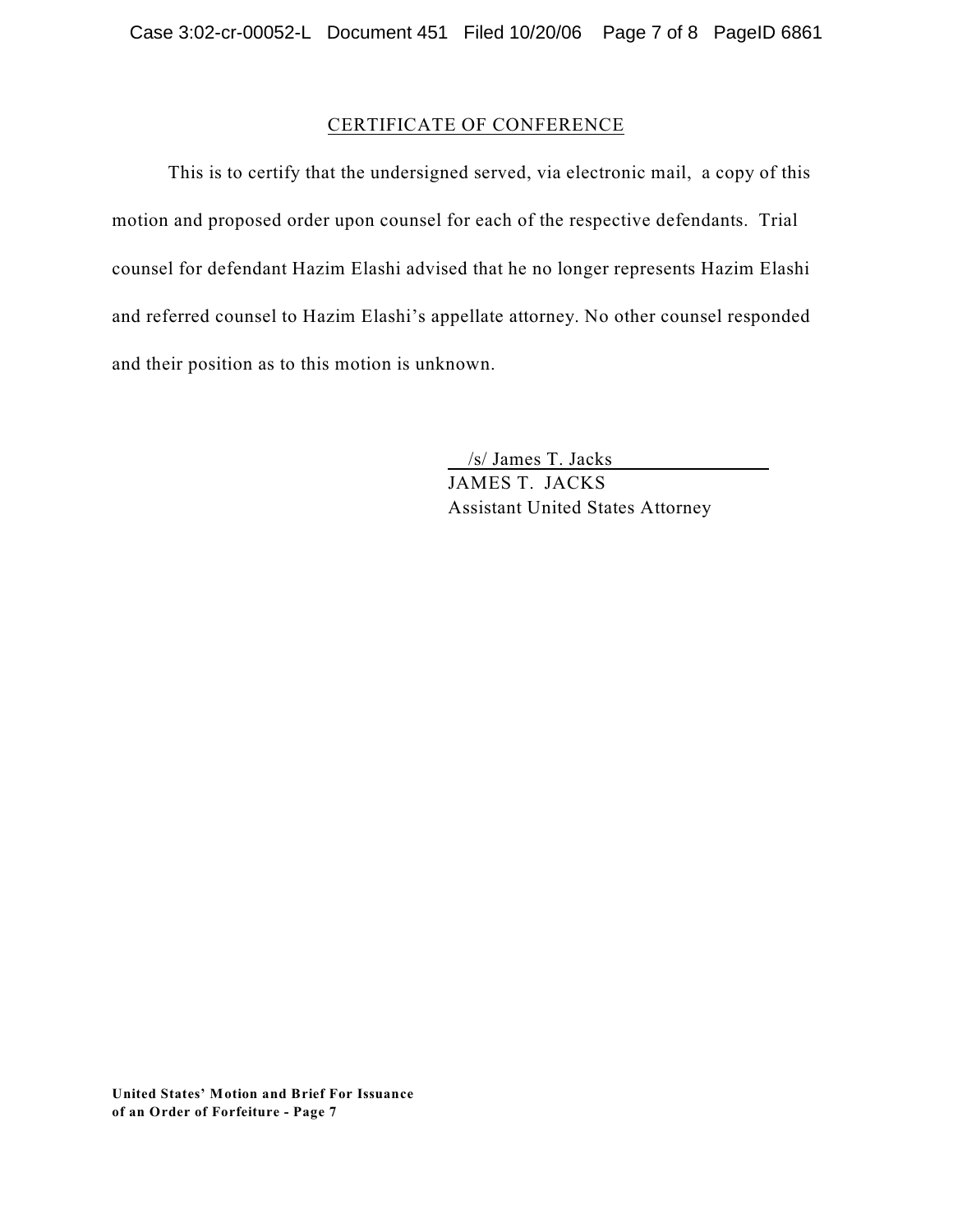## CERTIFICATE OF CONFERENCE

This is to certify that the undersigned served, via electronic mail, a copy of this motion and proposed order upon counsel for each of the respective defendants. Trial counsel for defendant Hazim Elashi advised that he no longer represents Hazim Elashi and referred counsel to Hazim Elashi's appellate attorney. No other counsel responded and their position as to this motion is unknown.

/s/ James T. Jacks
JAMES T. JACKS
Assistant United States Attorney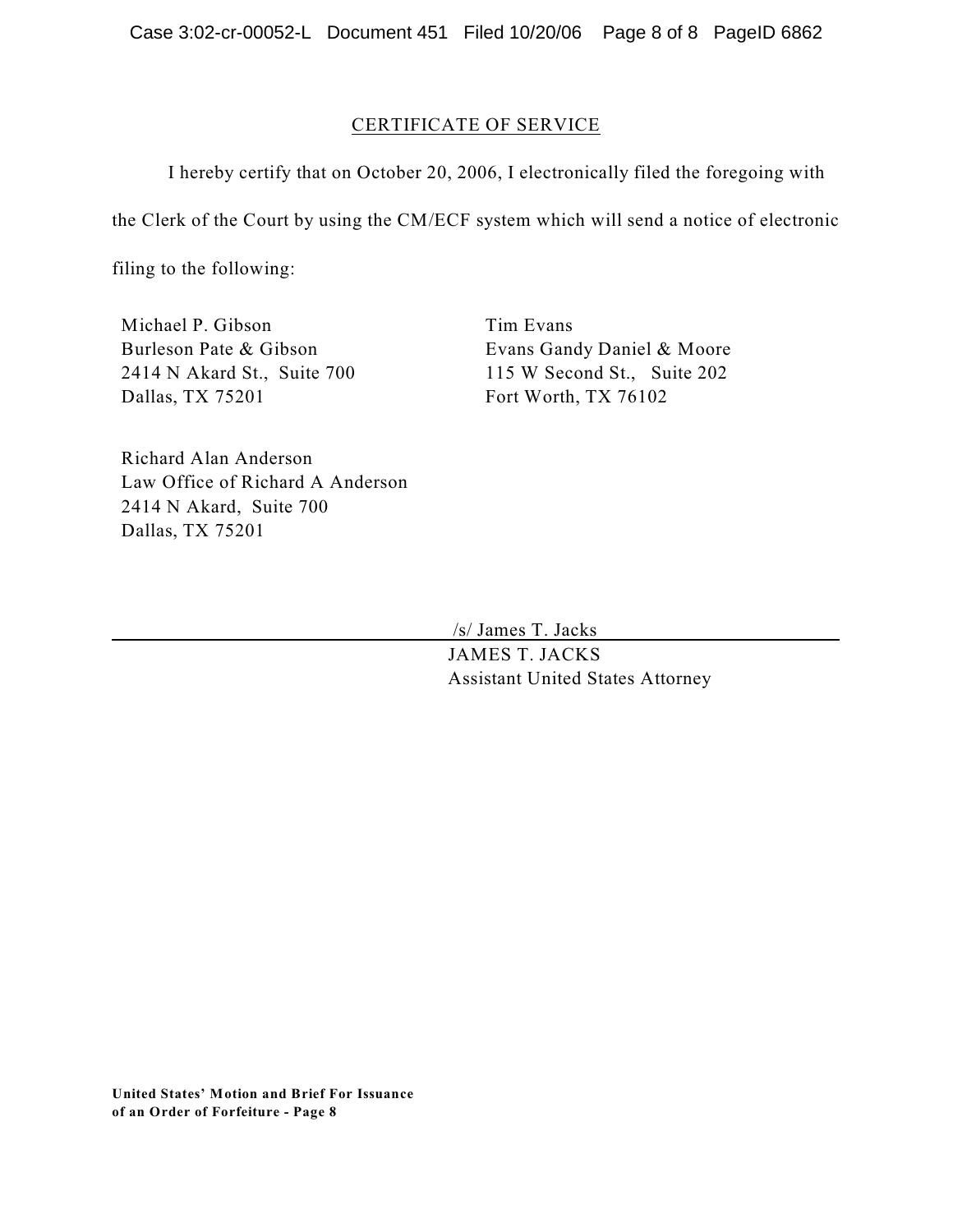## CERTIFICATE OF SERVICE

I hereby certify that on October 20, 2006, I electronically filed the foregoing with the Clerk of the Court by using the CM/ECF system which will send a notice of electronic filing to the following:

Michael P. Gibson
Burleson Pate & Gibson
2414 N Akard St., Suite 700
Dallas, TX 75201

Tim Evans
Evans Gandy Daniel & Moore
115 W Second St., Suite 202
Fort Worth, TX 76102

Richard Alan Anderson
Law Office of Richard A Anderson
2414 N Akard, Suite 700
Dallas, TX 75201

/s/ James T. Jacks
JAMES T. JACKS
Assistant United States Attorney

**United States' Motion and Brief For Issuance of an Order of Forfeiture - Page 8**